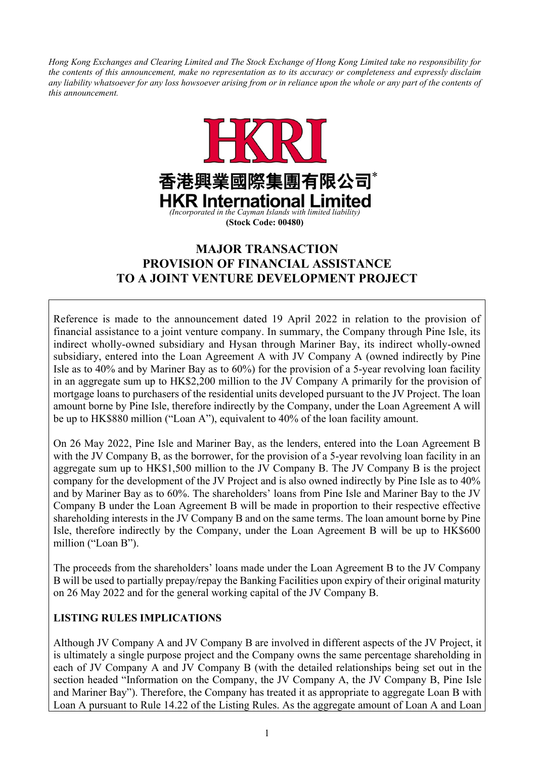*Hong Kong Exchanges and Clearing Limited and The Stock Exchange of Hong Kong Limited take no responsibility for the contents of this announcement, make no representation as to its accuracy or completeness and expressly disclaim any liability whatsoever for any loss howsoever arising from or in reliance upon the whole or any part of the contents of this announcement.*

HKRI

香港興業國際集團有限公司*

**HKR International Limited**

*(Incorporated in the Cayman Islands with limited liability)*

**(Stock Code: 00480)**

# MAJOR TRANSACTION PROVISION OF FINANCIAL ASSISTANCE TO A JOINT VENTURE DEVELOPMENT PROJECT

Reference is made to the announcement dated 19 April 2022 in relation to the provision of financial assistance to a joint venture company. In summary, the Company through Pine Isle, its indirect wholly-owned subsidiary and Hysan through Mariner Bay, its indirect wholly-owned subsidiary, entered into the Loan Agreement A with JV Company A (owned indirectly by Pine Isle as to 40% and by Mariner Bay as to 60%) for the provision of a 5-year revolving loan facility in an aggregate sum up to HK$2,200 million to the JV Company A primarily for the provision of mortgage loans to purchasers of the residential units developed pursuant to the JV Project. The loan amount borne by Pine Isle, therefore indirectly by the Company, under the Loan Agreement A will be up to HK$880 million ("Loan A"), equivalent to 40% of the loan facility amount.

On 26 May 2022, Pine Isle and Mariner Bay, as the lenders, entered into the Loan Agreement B with the JV Company B, as the borrower, for the provision of a 5-year revolving loan facility in an aggregate sum up to HK$1,500 million to the JV Company B. The JV Company B is the project company for the development of the JV Project and is also owned indirectly by Pine Isle as to 40% and by Mariner Bay as to 60%. The shareholders' loans from Pine Isle and Mariner Bay to the JV Company B under the Loan Agreement B will be made in proportion to their respective effective shareholding interests in the JV Company B and on the same terms. The loan amount borne by Pine Isle, therefore indirectly by the Company, under the Loan Agreement B will be up to HK$600 million ("Loan B").

The proceeds from the shareholders' loans made under the Loan Agreement B to the JV Company B will be used to partially prepay/repay the Banking Facilities upon expiry of their original maturity on 26 May 2022 and for the general working capital of the JV Company B.

**LISTING RULES IMPLICATIONS**

Although JV Company A and JV Company B are involved in different aspects of the JV Project, it is ultimately a single purpose project and the Company owns the same percentage shareholding in each of JV Company A and JV Company B (with the detailed relationships being set out in the section headed "Information on the Company, the JV Company A, the JV Company B, Pine Isle and Mariner Bay"). Therefore, the Company has treated it as appropriate to aggregate Loan B with Loan A pursuant to Rule 14.22 of the Listing Rules. As the aggregate amount of Loan A and Loan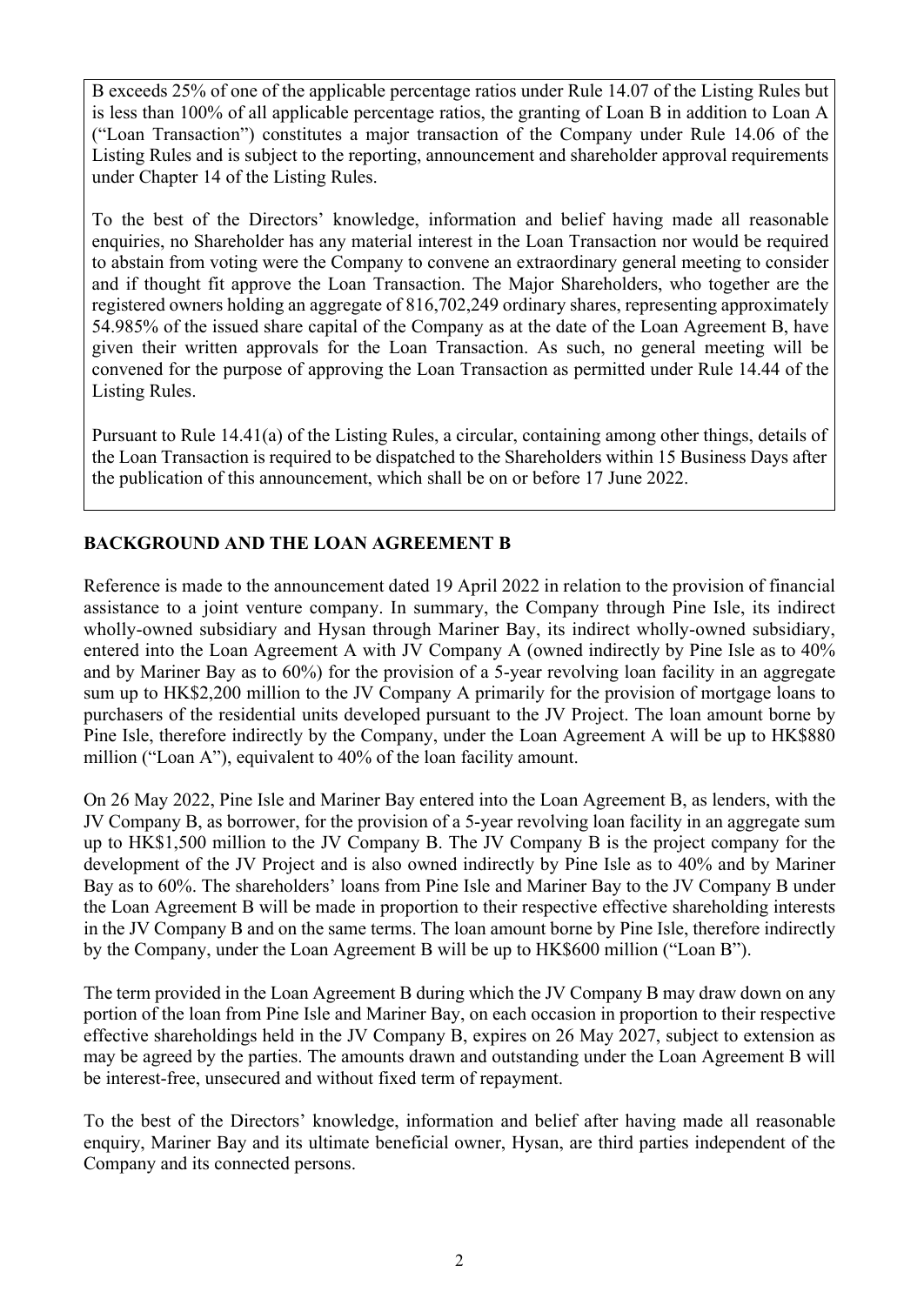B exceeds 25% of one of the applicable percentage ratios under Rule 14.07 of the Listing Rules but is less than 100% of all applicable percentage ratios, the granting of Loan B in addition to Loan A ("Loan Transaction") constitutes a major transaction of the Company under Rule 14.06 of the Listing Rules and is subject to the reporting, announcement and shareholder approval requirements under Chapter 14 of the Listing Rules.

To the best of the Directors' knowledge, information and belief having made all reasonable enquiries, no Shareholder has any material interest in the Loan Transaction nor would be required to abstain from voting were the Company to convene an extraordinary general meeting to consider and if thought fit approve the Loan Transaction. The Major Shareholders, who together are the registered owners holding an aggregate of 816,702,249 ordinary shares, representing approximately 54.985% of the issued share capital of the Company as at the date of the Loan Agreement B, have given their written approvals for the Loan Transaction. As such, no general meeting will be convened for the purpose of approving the Loan Transaction as permitted under Rule 14.44 of the Listing Rules.

Pursuant to Rule 14.41(a) of the Listing Rules, a circular, containing among other things, details of the Loan Transaction is required to be dispatched to the Shareholders within 15 Business Days after the publication of this announcement, which shall be on or before 17 June 2022.

**BACKGROUND AND THE LOAN AGREEMENT B**

Reference is made to the announcement dated 19 April 2022 in relation to the provision of financial assistance to a joint venture company. In summary, the Company through Pine Isle, its indirect wholly-owned subsidiary and Hysan through Mariner Bay, its indirect wholly-owned subsidiary, entered into the Loan Agreement A with JV Company A (owned indirectly by Pine Isle as to 40% and by Mariner Bay as to 60%) for the provision of a 5-year revolving loan facility in an aggregate sum up to HK$2,200 million to the JV Company A primarily for the provision of mortgage loans to purchasers of the residential units developed pursuant to the JV Project. The loan amount borne by Pine Isle, therefore indirectly by the Company, under the Loan Agreement A will be up to HK$880 million ("Loan A"), equivalent to 40% of the loan facility amount.

On 26 May 2022, Pine Isle and Mariner Bay entered into the Loan Agreement B, as lenders, with the JV Company B, as borrower, for the provision of a 5-year revolving loan facility in an aggregate sum up to HK$1,500 million to the JV Company B. The JV Company B is the project company for the development of the JV Project and is also owned indirectly by Pine Isle as to 40% and by Mariner Bay as to 60%. The shareholders' loans from Pine Isle and Mariner Bay to the JV Company B under the Loan Agreement B will be made in proportion to their respective effective shareholding interests in the JV Company B and on the same terms. The loan amount borne by Pine Isle, therefore indirectly by the Company, under the Loan Agreement B will be up to HK$600 million ("Loan B").

The term provided in the Loan Agreement B during which the JV Company B may draw down on any portion of the loan from Pine Isle and Mariner Bay, on each occasion in proportion to their respective effective shareholdings held in the JV Company B, expires on 26 May 2027, subject to extension as may be agreed by the parties. The amounts drawn and outstanding under the Loan Agreement B will be interest-free, unsecured and without fixed term of repayment.

To the best of the Directors' knowledge, information and belief after having made all reasonable enquiry, Mariner Bay and its ultimate beneficial owner, Hysan, are third parties independent of the Company and its connected persons.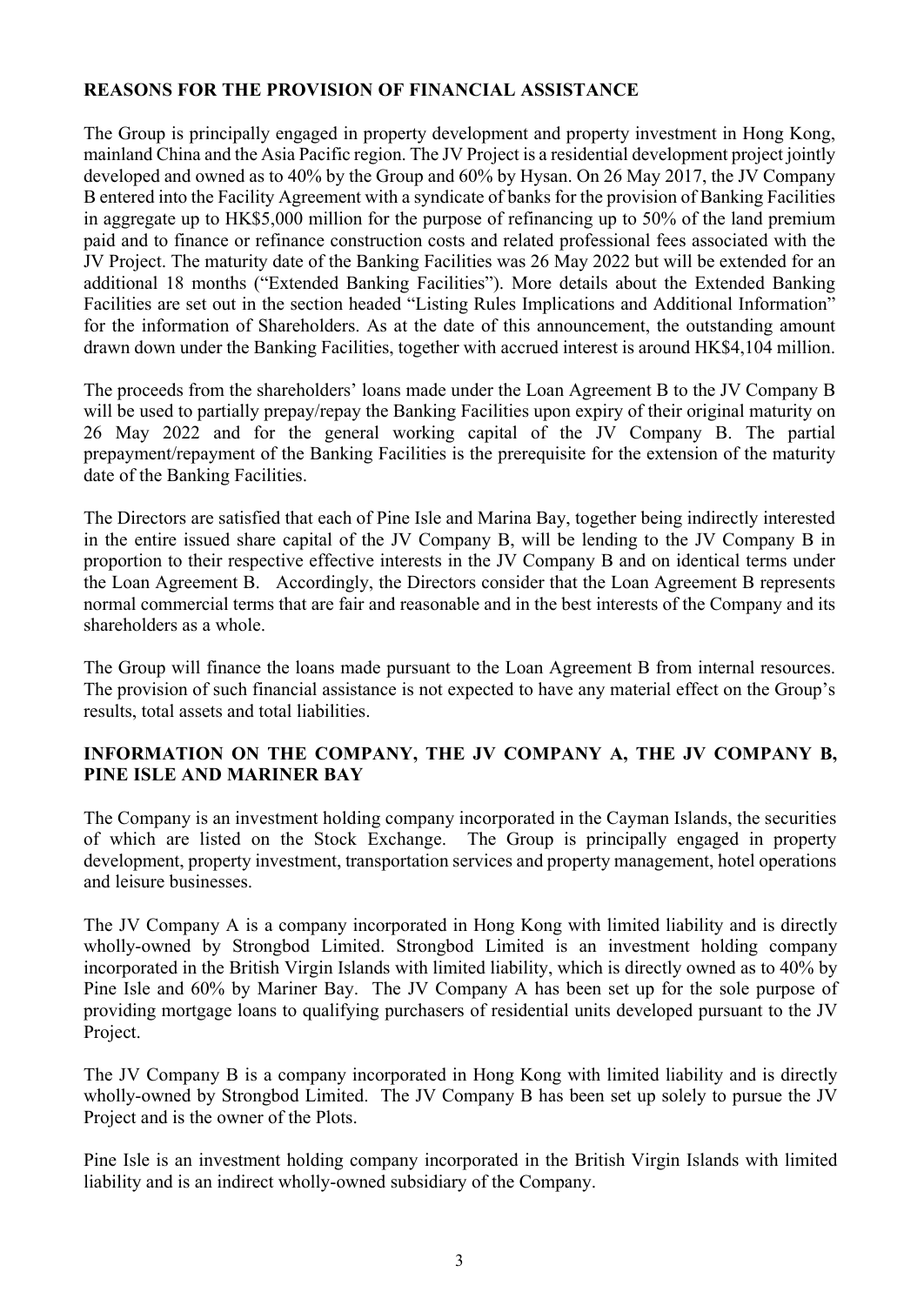**REASONS FOR THE PROVISION OF FINANCIAL ASSISTANCE**

The Group is principally engaged in property development and property investment in Hong Kong, mainland China and the Asia Pacific region. The JV Project is a residential development project jointly developed and owned as to 40% by the Group and 60% by Hysan. On 26 May 2017, the JV Company B entered into the Facility Agreement with a syndicate of banks for the provision of Banking Facilities in aggregate up to HK$5,000 million for the purpose of refinancing up to 50% of the land premium paid and to finance or refinance construction costs and related professional fees associated with the JV Project. The maturity date of the Banking Facilities was 26 May 2022 but will be extended for an additional 18 months ("Extended Banking Facilities"). More details about the Extended Banking Facilities are set out in the section headed "Listing Rules Implications and Additional Information" for the information of Shareholders. As at the date of this announcement, the outstanding amount drawn down under the Banking Facilities, together with accrued interest is around HK$4,104 million.

The proceeds from the shareholders' loans made under the Loan Agreement B to the JV Company B will be used to partially prepay/repay the Banking Facilities upon expiry of their original maturity on 26 May 2022 and for the general working capital of the JV Company B. The partial prepayment/repayment of the Banking Facilities is the prerequisite for the extension of the maturity date of the Banking Facilities.

The Directors are satisfied that each of Pine Isle and Marina Bay, together being indirectly interested in the entire issued share capital of the JV Company B, will be lending to the JV Company B in proportion to their respective effective interests in the JV Company B and on identical terms under the Loan Agreement B. Accordingly, the Directors consider that the Loan Agreement B represents normal commercial terms that are fair and reasonable and in the best interests of the Company and its shareholders as a whole.

The Group will finance the loans made pursuant to the Loan Agreement B from internal resources. The provision of such financial assistance is not expected to have any material effect on the Group's results, total assets and total liabilities.

**INFORMATION ON THE COMPANY, THE JV COMPANY A, THE JV COMPANY B, PINE ISLE AND MARINER BAY**

The Company is an investment holding company incorporated in the Cayman Islands, the securities of which are listed on the Stock Exchange. The Group is principally engaged in property development, property investment, transportation services and property management, hotel operations and leisure businesses.

The JV Company A is a company incorporated in Hong Kong with limited liability and is directly wholly-owned by Strongbod Limited. Strongbod Limited is an investment holding company incorporated in the British Virgin Islands with limited liability, which is directly owned as to 40% by Pine Isle and 60% by Mariner Bay. The JV Company A has been set up for the sole purpose of providing mortgage loans to qualifying purchasers of residential units developed pursuant to the JV Project.

The JV Company B is a company incorporated in Hong Kong with limited liability and is directly wholly-owned by Strongbod Limited. The JV Company B has been set up solely to pursue the JV Project and is the owner of the Plots.

Pine Isle is an investment holding company incorporated in the British Virgin Islands with limited liability and is an indirect wholly-owned subsidiary of the Company.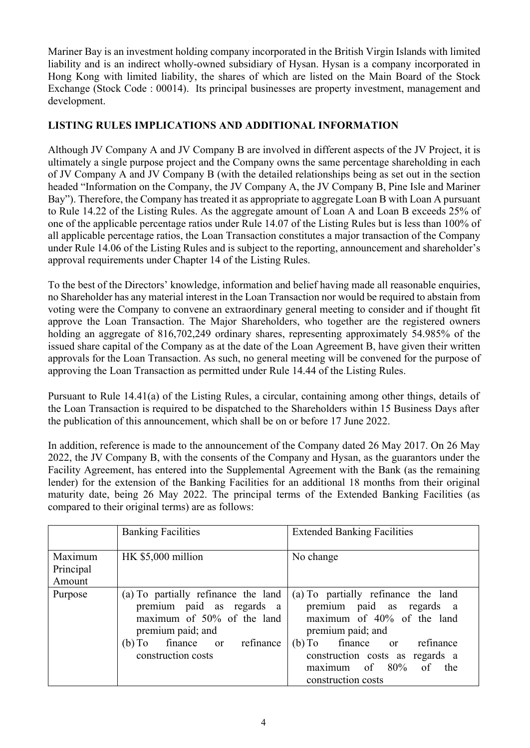Mariner Bay is an investment holding company incorporated in the British Virgin Islands with limited liability and is an indirect wholly-owned subsidiary of Hysan. Hysan is a company incorporated in Hong Kong with limited liability, the shares of which are listed on the Main Board of the Stock Exchange (Stock Code : 00014). Its principal businesses are property investment, management and development.

## LISTING RULES IMPLICATIONS AND ADDITIONAL INFORMATION

Although JV Company A and JV Company B are involved in different aspects of the JV Project, it is ultimately a single purpose project and the Company owns the same percentage shareholding in each of JV Company A and JV Company B (with the detailed relationships being as set out in the section headed "Information on the Company, the JV Company A, the JV Company B, Pine Isle and Mariner Bay"). Therefore, the Company has treated it as appropriate to aggregate Loan B with Loan A pursuant to Rule 14.22 of the Listing Rules. As the aggregate amount of Loan A and Loan B exceeds 25% of one of the applicable percentage ratios under Rule 14.07 of the Listing Rules but is less than 100% of all applicable percentage ratios, the Loan Transaction constitutes a major transaction of the Company under Rule 14.06 of the Listing Rules and is subject to the reporting, announcement and shareholder's approval requirements under Chapter 14 of the Listing Rules.

To the best of the Directors' knowledge, information and belief having made all reasonable enquiries, no Shareholder has any material interest in the Loan Transaction nor would be required to abstain from voting were the Company to convene an extraordinary general meeting to consider and if thought fit approve the Loan Transaction. The Major Shareholders, who together are the registered owners holding an aggregate of 816,702,249 ordinary shares, representing approximately 54.985% of the issued share capital of the Company as at the date of the Loan Agreement B, have given their written approvals for the Loan Transaction. As such, no general meeting will be convened for the purpose of approving the Loan Transaction as permitted under Rule 14.44 of the Listing Rules.

Pursuant to Rule 14.41(a) of the Listing Rules, a circular, containing among other things, details of the Loan Transaction is required to be dispatched to the Shareholders within 15 Business Days after the publication of this announcement, which shall be on or before 17 June 2022.

In addition, reference is made to the announcement of the Company dated 26 May 2017. On 26 May 2022, the JV Company B, with the consents of the Company and Hysan, as the guarantors under the Facility Agreement, has entered into the Supplemental Agreement with the Bank (as the remaining lender) for the extension of the Banking Facilities for an additional 18 months from their original maturity date, being 26 May 2022. The principal terms of the Extended Banking Facilities (as compared to their original terms) are as follows:

| | Banking Facilities | Extended Banking Facilities |
|---|---|---|
| Maximum Principal Amount | HK $5,000 million | No change |
| Purpose | (a) To partially refinance the land premium paid as regards a maximum of 50% of the land premium paid; and<br>(b) To finance or refinance construction costs | (a) To partially refinance the land premium paid as regards a maximum of 40% of the land premium paid; and<br>(b) To finance or refinance construction costs as regards a maximum of 80% of the construction costs |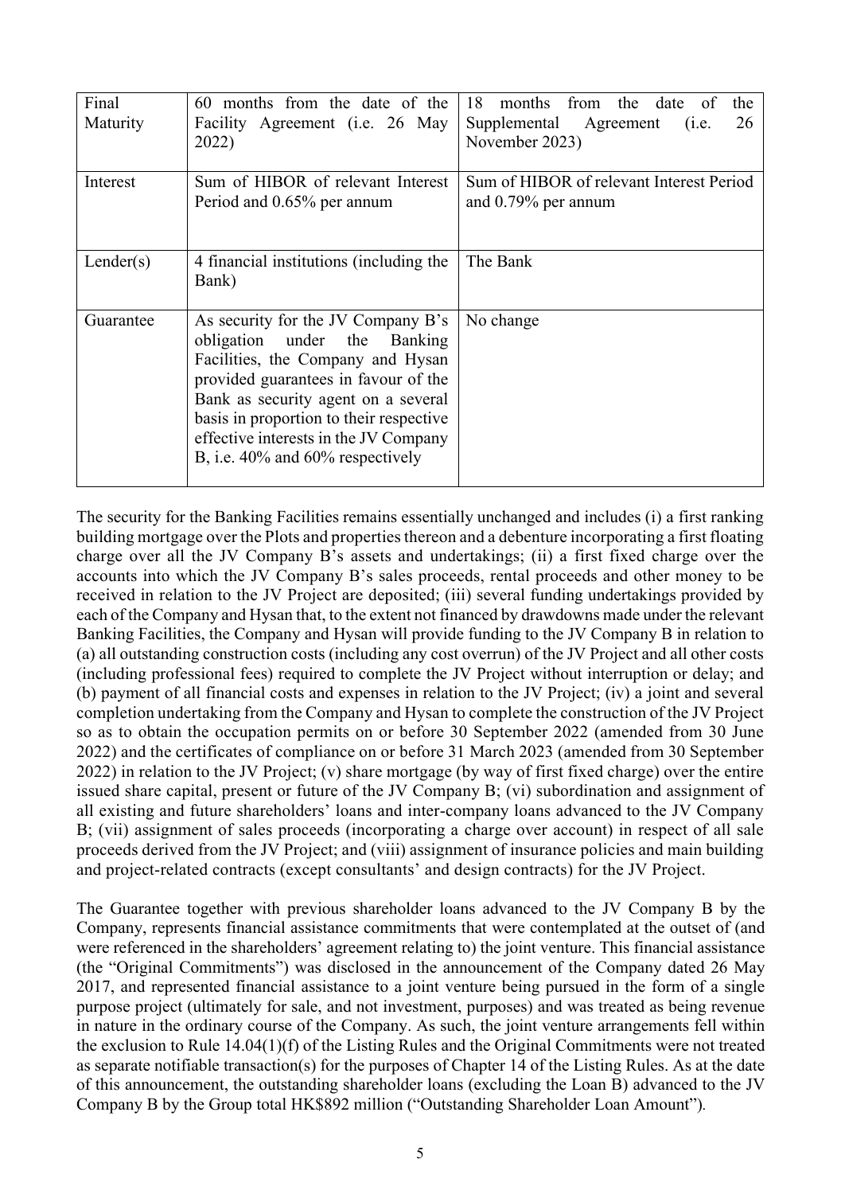| Final Maturity | 60 months from the date of the Facility Agreement (i.e. 26 May 2022) | 18 months from the date of the Supplemental Agreement (i.e. 26 November 2023) |
|---|---|---|
| Interest | Sum of HIBOR of relevant Interest Period and 0.65% per annum | Sum of HIBOR of relevant Interest Period and 0.79% per annum |
| Lender(s) | 4 financial institutions (including the Bank) | The Bank |
| Guarantee | As security for the JV Company B's obligation under the Banking Facilities, the Company and Hysan provided guarantees in favour of the Bank as security agent on a several basis in proportion to their respective effective interests in the JV Company B, i.e. 40% and 60% respectively | No change |

The security for the Banking Facilities remains essentially unchanged and includes (i) a first ranking building mortgage over the Plots and properties thereon and a debenture incorporating a first floating charge over all the JV Company B's assets and undertakings; (ii) a first fixed charge over the accounts into which the JV Company B's sales proceeds, rental proceeds and other money to be received in relation to the JV Project are deposited; (iii) several funding undertakings provided by each of the Company and Hysan that, to the extent not financed by drawdowns made under the relevant Banking Facilities, the Company and Hysan will provide funding to the JV Company B in relation to (a) all outstanding construction costs (including any cost overrun) of the JV Project and all other costs (including professional fees) required to complete the JV Project without interruption or delay; and (b) payment of all financial costs and expenses in relation to the JV Project; (iv) a joint and several completion undertaking from the Company and Hysan to complete the construction of the JV Project so as to obtain the occupation permits on or before 30 September 2022 (amended from 30 June 2022) and the certificates of compliance on or before 31 March 2023 (amended from 30 September 2022) in relation to the JV Project; (v) share mortgage (by way of first fixed charge) over the entire issued share capital, present or future of the JV Company B; (vi) subordination and assignment of all existing and future shareholders' loans and inter-company loans advanced to the JV Company B; (vii) assignment of sales proceeds (incorporating a charge over account) in respect of all sale proceeds derived from the JV Project; and (viii) assignment of insurance policies and main building and project-related contracts (except consultants' and design contracts) for the JV Project.

The Guarantee together with previous shareholder loans advanced to the JV Company B by the Company, represents financial assistance commitments that were contemplated at the outset of (and were referenced in the shareholders' agreement relating to) the joint venture. This financial assistance (the "Original Commitments") was disclosed in the announcement of the Company dated 26 May 2017, and represented financial assistance to a joint venture being pursued in the form of a single purpose project (ultimately for sale, and not investment, purposes) and was treated as being revenue in nature in the ordinary course of the Company. As such, the joint venture arrangements fell within the exclusion to Rule 14.04(1)(f) of the Listing Rules and the Original Commitments were not treated as separate notifiable transaction(s) for the purposes of Chapter 14 of the Listing Rules. As at the date of this announcement, the outstanding shareholder loans (excluding the Loan B) advanced to the JV Company B by the Group total HK$892 million ("Outstanding Shareholder Loan Amount").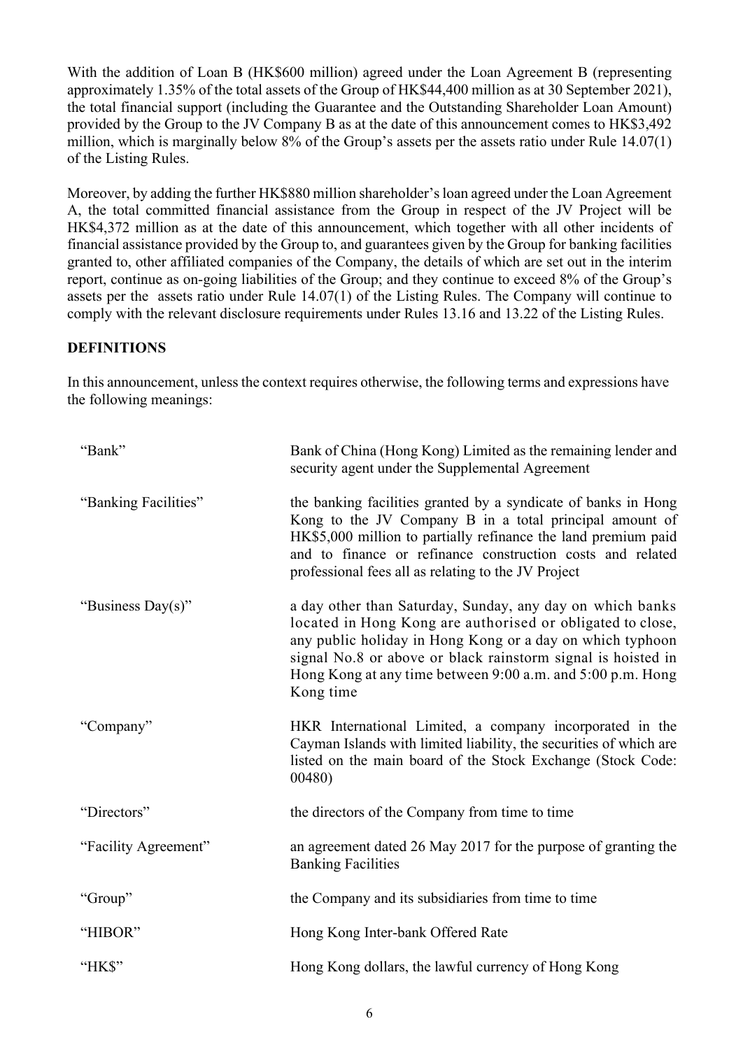With the addition of Loan B (HK$600 million) agreed under the Loan Agreement B (representing approximately 1.35% of the total assets of the Group of HK$44,400 million as at 30 September 2021), the total financial support (including the Guarantee and the Outstanding Shareholder Loan Amount) provided by the Group to the JV Company B as at the date of this announcement comes to HK$3,492 million, which is marginally below 8% of the Group's assets per the assets ratio under Rule 14.07(1) of the Listing Rules.

Moreover, by adding the further HK$880 million shareholder's loan agreed under the Loan Agreement A, the total committed financial assistance from the Group in respect of the JV Project will be HK$4,372 million as at the date of this announcement, which together with all other incidents of financial assistance provided by the Group to, and guarantees given by the Group for banking facilities granted to, other affiliated companies of the Company, the details of which are set out in the interim report, continue as on-going liabilities of the Group; and they continue to exceed 8% of the Group's assets per the assets ratio under Rule 14.07(1) of the Listing Rules. The Company will continue to comply with the relevant disclosure requirements under Rules 13.16 and 13.22 of the Listing Rules.

## DEFINITIONS

In this announcement, unless the context requires otherwise, the following terms and expressions have the following meanings:

| | |
|---|---|
| "Bank" | Bank of China (Hong Kong) Limited as the remaining lender and security agent under the Supplemental Agreement |
| "Banking Facilities" | the banking facilities granted by a syndicate of banks in Hong Kong to the JV Company B in a total principal amount of HK$5,000 million to partially refinance the land premium paid and to finance or refinance construction costs and related professional fees all as relating to the JV Project |
| "Business Day(s)" | a day other than Saturday, Sunday, any day on which banks located in Hong Kong are authorised or obligated to close, any public holiday in Hong Kong or a day on which typhoon signal No.8 or above or black rainstorm signal is hoisted in Hong Kong at any time between 9:00 a.m. and 5:00 p.m. Hong Kong time |
| "Company" | HKR International Limited, a company incorporated in the Cayman Islands with limited liability, the securities of which are listed on the main board of the Stock Exchange (Stock Code: 00480) |
| "Directors" | the directors of the Company from time to time |
| "Facility Agreement" | an agreement dated 26 May 2017 for the purpose of granting the Banking Facilities |
| "Group" | the Company and its subsidiaries from time to time |
| "HIBOR" | Hong Kong Inter-bank Offered Rate |
| "HK$" | Hong Kong dollars, the lawful currency of Hong Kong |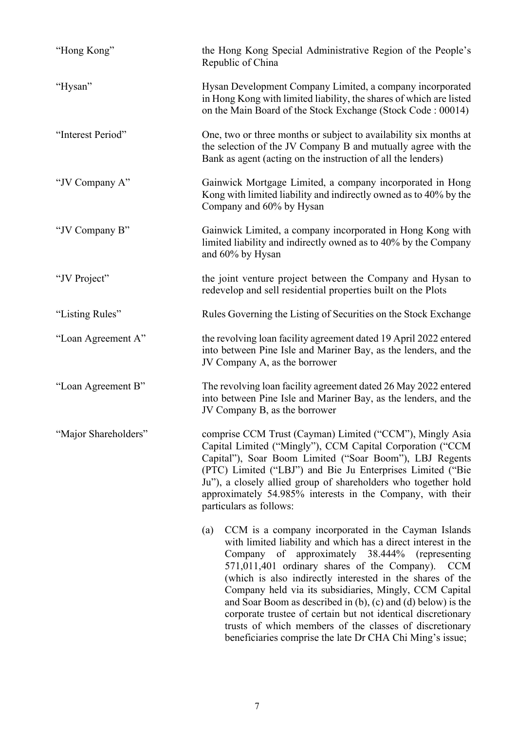| | |
|---|---|
| "Hong Kong" | the Hong Kong Special Administrative Region of the People's Republic of China |
| "Hysan" | Hysan Development Company Limited, a company incorporated in Hong Kong with limited liability, the shares of which are listed on the Main Board of the Stock Exchange (Stock Code : 00014) |
| "Interest Period" | One, two or three months or subject to availability six months at the selection of the JV Company B and mutually agree with the Bank as agent (acting on the instruction of all the lenders) |
| "JV Company A" | Gainwick Mortgage Limited, a company incorporated in Hong Kong with limited liability and indirectly owned as to 40% by the Company and 60% by Hysan |
| "JV Company B" | Gainwick Limited, a company incorporated in Hong Kong with limited liability and indirectly owned as to 40% by the Company and 60% by Hysan |
| "JV Project" | the joint venture project between the Company and Hysan to redevelop and sell residential properties built on the Plots |
| "Listing Rules" | Rules Governing the Listing of Securities on the Stock Exchange |
| "Loan Agreement A" | the revolving loan facility agreement dated 19 April 2022 entered into between Pine Isle and Mariner Bay, as the lenders, and the JV Company A, as the borrower |
| "Loan Agreement B" | The revolving loan facility agreement dated 26 May 2022 entered into between Pine Isle and Mariner Bay, as the lenders, and the JV Company B, as the borrower |
| "Major Shareholders" | comprise CCM Trust (Cayman) Limited ("CCM"), Mingly Asia Capital Limited ("Mingly"), CCM Capital Corporation ("CCM Capital"), Soar Boom Limited ("Soar Boom"), LBJ Regents (PTC) Limited ("LBJ") and Bie Ju Enterprises Limited ("Bie Ju"), a closely allied group of shareholders who together hold approximately 54.985% interests in the Company, with their particulars as follows:<br><br>(a) CCM is a company incorporated in the Cayman Islands with limited liability and which has a direct interest in the Company of approximately 38.444% (representing 571,011,401 ordinary shares of the Company). CCM (which is also indirectly interested in the shares of the Company held via its subsidiaries, Mingly, CCM Capital and Soar Boom as described in (b), (c) and (d) below) is the corporate trustee of certain but not identical discretionary trusts of which members of the classes of discretionary beneficiaries comprise the late Dr CHA Chi Ming's issue; |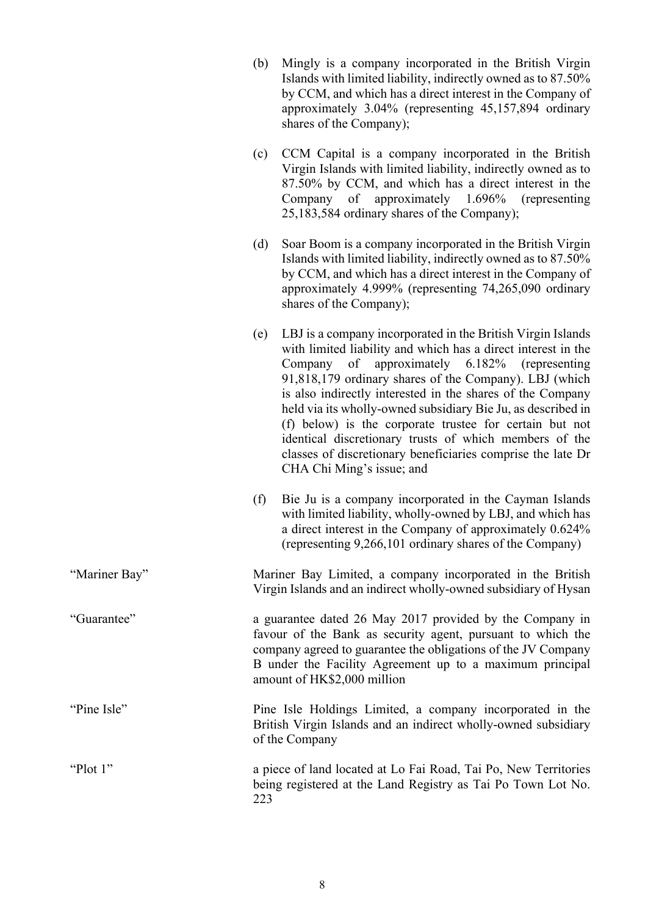(b) Mingly is a company incorporated in the British Virgin Islands with limited liability, indirectly owned as to 87.50% by CCM, and which has a direct interest in the Company of approximately 3.04% (representing 45,157,894 ordinary shares of the Company);

(c) CCM Capital is a company incorporated in the British Virgin Islands with limited liability, indirectly owned as to 87.50% by CCM, and which has a direct interest in the Company of approximately 1.696% (representing 25,183,584 ordinary shares of the Company);

(d) Soar Boom is a company incorporated in the British Virgin Islands with limited liability, indirectly owned as to 87.50% by CCM, and which has a direct interest in the Company of approximately 4.999% (representing 74,265,090 ordinary shares of the Company);

(e) LBJ is a company incorporated in the British Virgin Islands with limited liability and which has a direct interest in the Company of approximately 6.182% (representing 91,818,179 ordinary shares of the Company). LBJ (which is also indirectly interested in the shares of the Company held via its wholly-owned subsidiary Bie Ju, as described in (f) below) is the corporate trustee for certain but not identical discretionary trusts of which members of the classes of discretionary beneficiaries comprise the late Dr CHA Chi Ming's issue; and

(f) Bie Ju is a company incorporated in the Cayman Islands with limited liability, wholly-owned by LBJ, and which has a direct interest in the Company of approximately 0.624% (representing 9,266,101 ordinary shares of the Company)

"Mariner Bay" — Mariner Bay Limited, a company incorporated in the British Virgin Islands and an indirect wholly-owned subsidiary of Hysan

"Guarantee" — a guarantee dated 26 May 2017 provided by the Company in favour of the Bank as security agent, pursuant to which the company agreed to guarantee the obligations of the JV Company B under the Facility Agreement up to a maximum principal amount of HK$2,000 million

"Pine Isle" — Pine Isle Holdings Limited, a company incorporated in the British Virgin Islands and an indirect wholly-owned subsidiary of the Company

"Plot 1" — a piece of land located at Lo Fai Road, Tai Po, New Territories being registered at the Land Registry as Tai Po Town Lot No. 223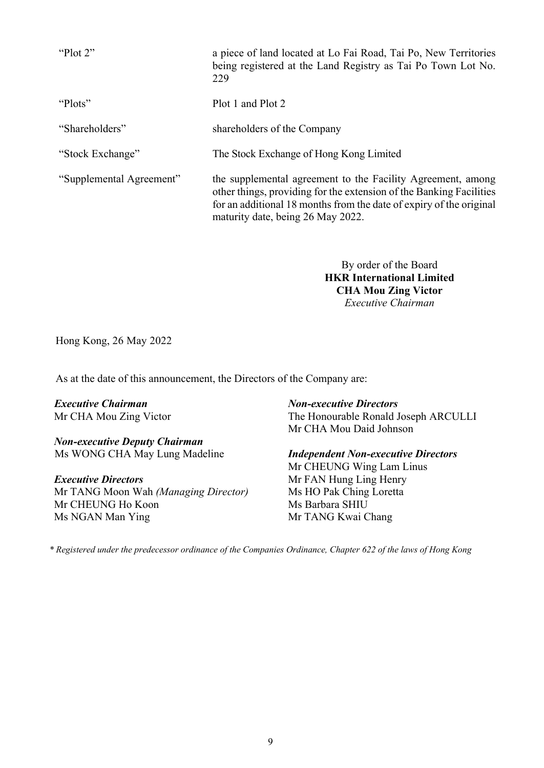| | |
|---|---|
| "Plot 2" | a piece of land located at Lo Fai Road, Tai Po, New Territories being registered at the Land Registry as Tai Po Town Lot No. 229 |
| "Plots" | Plot 1 and Plot 2 |
| "Shareholders" | shareholders of the Company |
| "Stock Exchange" | The Stock Exchange of Hong Kong Limited |
| "Supplemental Agreement" | the supplemental agreement to the Facility Agreement, among other things, providing for the extension of the Banking Facilities for an additional 18 months from the date of expiry of the original maturity date, being 26 May 2022. |

By order of the Board
**HKR International Limited**
**CHA Mou Zing Victor**
*Executive Chairman*

Hong Kong, 26 May 2022

As at the date of this announcement, the Directors of the Company are:

***Executive Chairman***
Mr CHA Mou Zing Victor

***Non-executive Deputy Chairman***
Ms WONG CHA May Lung Madeline

***Executive Directors***
Mr TANG Moon Wah *(Managing Director)*
Mr CHEUNG Ho Koon
Ms NGAN Man Ying

***Non-executive Directors***
The Honourable Ronald Joseph ARCULLI
Mr CHA Mou Daid Johnson

***Independent Non-executive Directors***
Mr CHEUNG Wing Lam Linus
Mr FAN Hung Ling Henry
Ms HO Pak Ching Loretta
Ms Barbara SHIU
Mr TANG Kwai Chang

\* *Registered under the predecessor ordinance of the Companies Ordinance, Chapter 622 of the laws of Hong Kong*